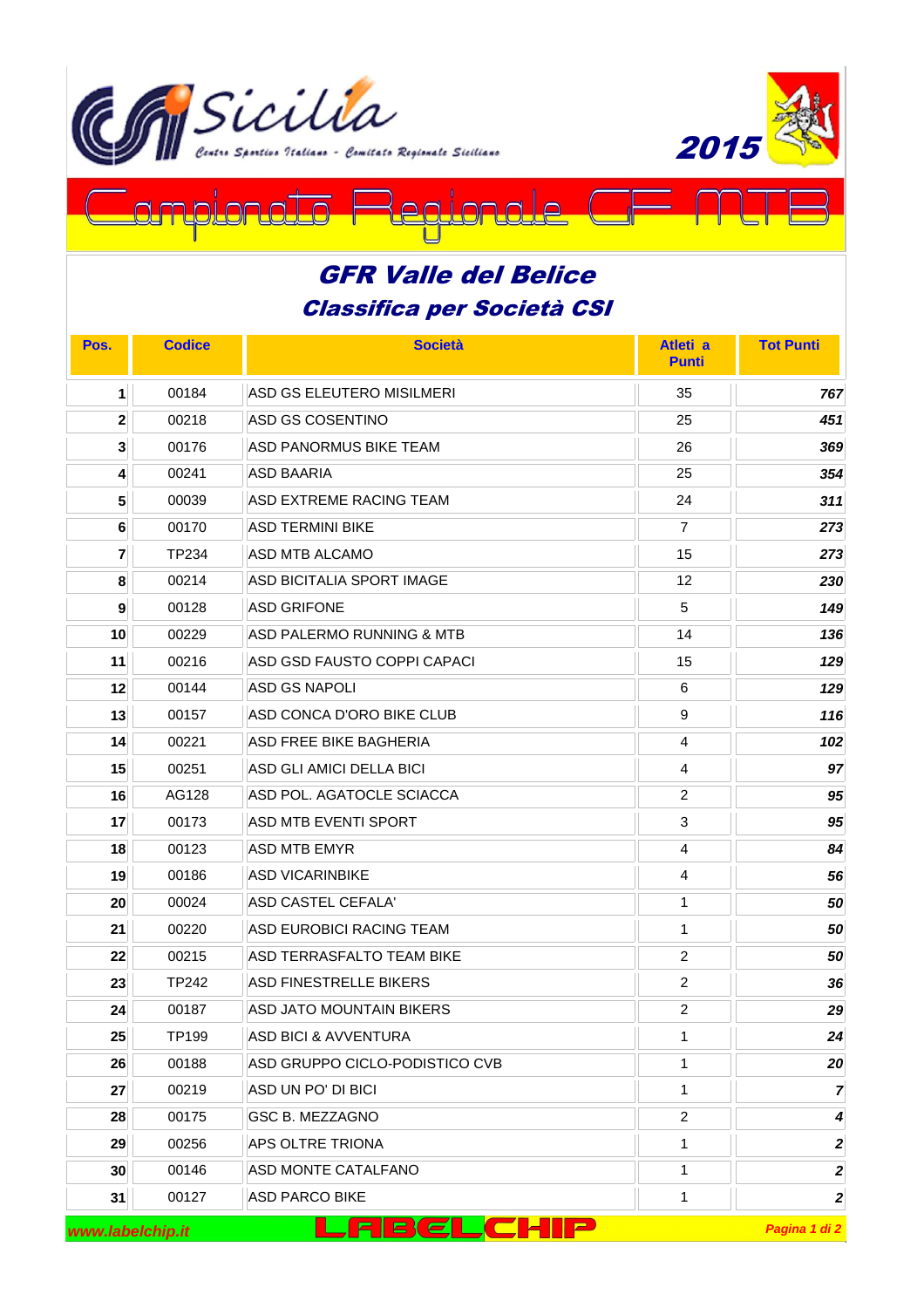Sicilia

Centro Sportivo Italiano - Comitato Regionale Siciliano

2015

# Campionato Regionale CF MTB

## GFR Valle del Belice

### Classifica per Società CSI

| Pos. | Codice | Società | Atleti a Punti | Tot Punti |
|---|---|---|---|---|
| 1 | 00184 | ASD GS ELEUTERO MISILMERI | 35 | 767 |
| 2 | 00218 | ASD GS COSENTINO | 25 | 451 |
| 3 | 00176 | ASD PANORMUS BIKE TEAM | 26 | 369 |
| 4 | 00241 | ASD BAARIA | 25 | 354 |
| 5 | 00039 | ASD EXTREME RACING TEAM | 24 | 311 |
| 6 | 00170 | ASD TERMINI BIKE | 7 | 273 |
| 7 | TP234 | ASD MTB ALCAMO | 15 | 273 |
| 8 | 00214 | ASD BICITALIA SPORT IMAGE | 12 | 230 |
| 9 | 00128 | ASD GRIFONE | 5 | 149 |
| 10 | 00229 | ASD PALERMO RUNNING & MTB | 14 | 136 |
| 11 | 00216 | ASD GSD FAUSTO COPPI CAPACI | 15 | 129 |
| 12 | 00144 | ASD GS NAPOLI | 6 | 129 |
| 13 | 00157 | ASD CONCA D'ORO BIKE CLUB | 9 | 116 |
| 14 | 00221 | ASD FREE BIKE BAGHERIA | 4 | 102 |
| 15 | 00251 | ASD GLI AMICI DELLA BICI | 4 | 97 |
| 16 | AG128 | ASD POL. AGATOCLE SCIACCA | 2 | 95 |
| 17 | 00173 | ASD MTB EVENTI SPORT | 3 | 95 |
| 18 | 00123 | ASD MTB EMYR | 4 | 84 |
| 19 | 00186 | ASD VICARINBIKE | 4 | 56 |
| 20 | 00024 | ASD CASTEL CEFALA' | 1 | 50 |
| 21 | 00220 | ASD EUROBICI RACING TEAM | 1 | 50 |
| 22 | 00215 | ASD TERRASFALTO TEAM BIKE | 2 | 50 |
| 23 | TP242 | ASD FINESTRELLE BIKERS | 2 | 36 |
| 24 | 00187 | ASD JATO MOUNTAIN BIKERS | 2 | 29 |
| 25 | TP199 | ASD BICI & AVVENTURA | 1 | 24 |
| 26 | 00188 | ASD GRUPPO CICLO-PODISTICO CVB | 1 | 20 |
| 27 | 00219 | ASD UN PO' DI BICI | 1 | 7 |
| 28 | 00175 | GSC B. MEZZAGNO | 2 | 4 |
| 29 | 00256 | APS OLTRE TRIONA | 1 | 2 |
| 30 | 00146 | ASD MONTE CATALFANO | 1 | 2 |
| 31 | 00127 | ASD PARCO BIKE | 1 | 2 |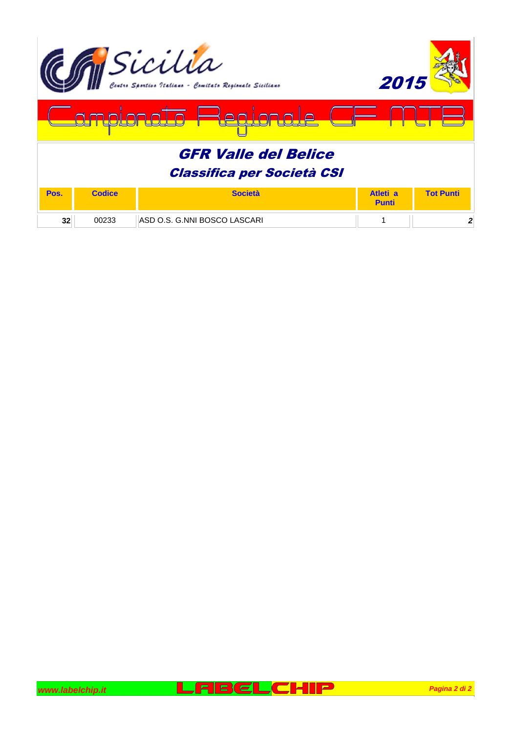Sicilia

Centro Sportivo Italiano - Comitato Regionale Siciliano

2015

# Campionato Regionale GF MTB

## GFR Valle del Belice

### Classifica per Società CSI

| Pos. | Codice | Società | Atleti a Punti | Tot Punti |
|---|---|---|---|---|
| 32 | 00233 | ASD O.S. G.NNI BOSCO LASCARI | 1 | 2 |

www.labelchip.it

LABELCHIP